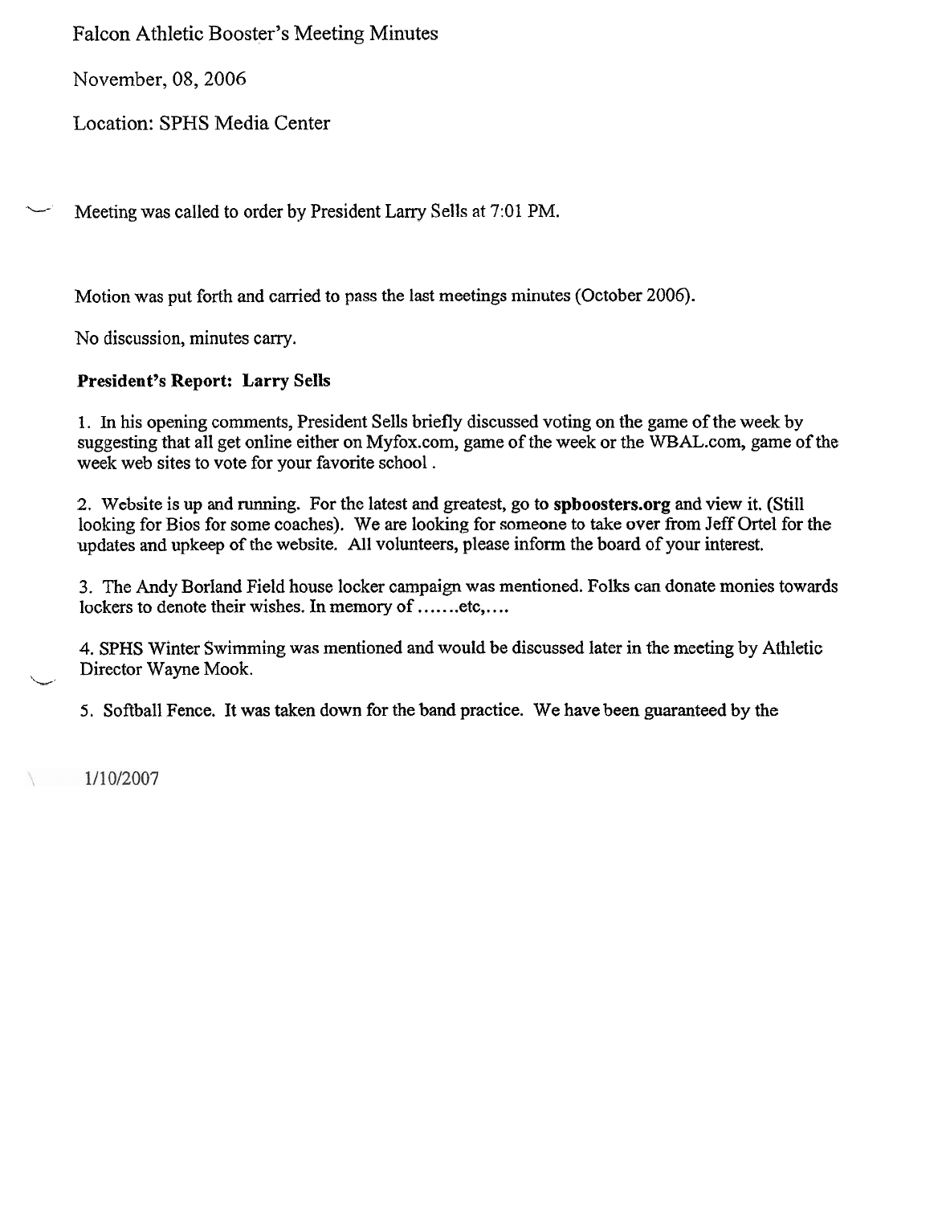Falcon Athletic Booster's Meeting Minutes

November, 08, 2006

Location: SPHS Media Center

Meeting was called to order by President Larry Sells at 7:01 PM.

Motion was put forth and carried to pass the last meetings minutes (October 2006).

No discussion, minutes carry.

**President's Report: Larry Sells**

1. In his opening comments, President Sells briefly discussed voting on the game of the week by suggesting that all get online either on Myfox.com, game of the week or the WBAL.com, game of the week web sites to vote for your favorite school .

2. Website is up and running. For the latest and greatest, go to **spboosters.org** and view it. (Still looking for Bios for some coaches). We are looking for someone to take over from Jeff Ortel for the updates and upkeep of the website. All volunteers, please inform the board of your interest.

3. The Andy Borland Field house locker campaign was mentioned. Folks can donate monies towards lockers to denote their wishes. In memory of .......etc,....

4. SPHS Winter Swimming was mentioned and would be discussed later in the meeting by Athletic Director Wayne Mook.

5. Softball Fence. It was taken down for the band practice. We have been guaranteed by the

1/10/2007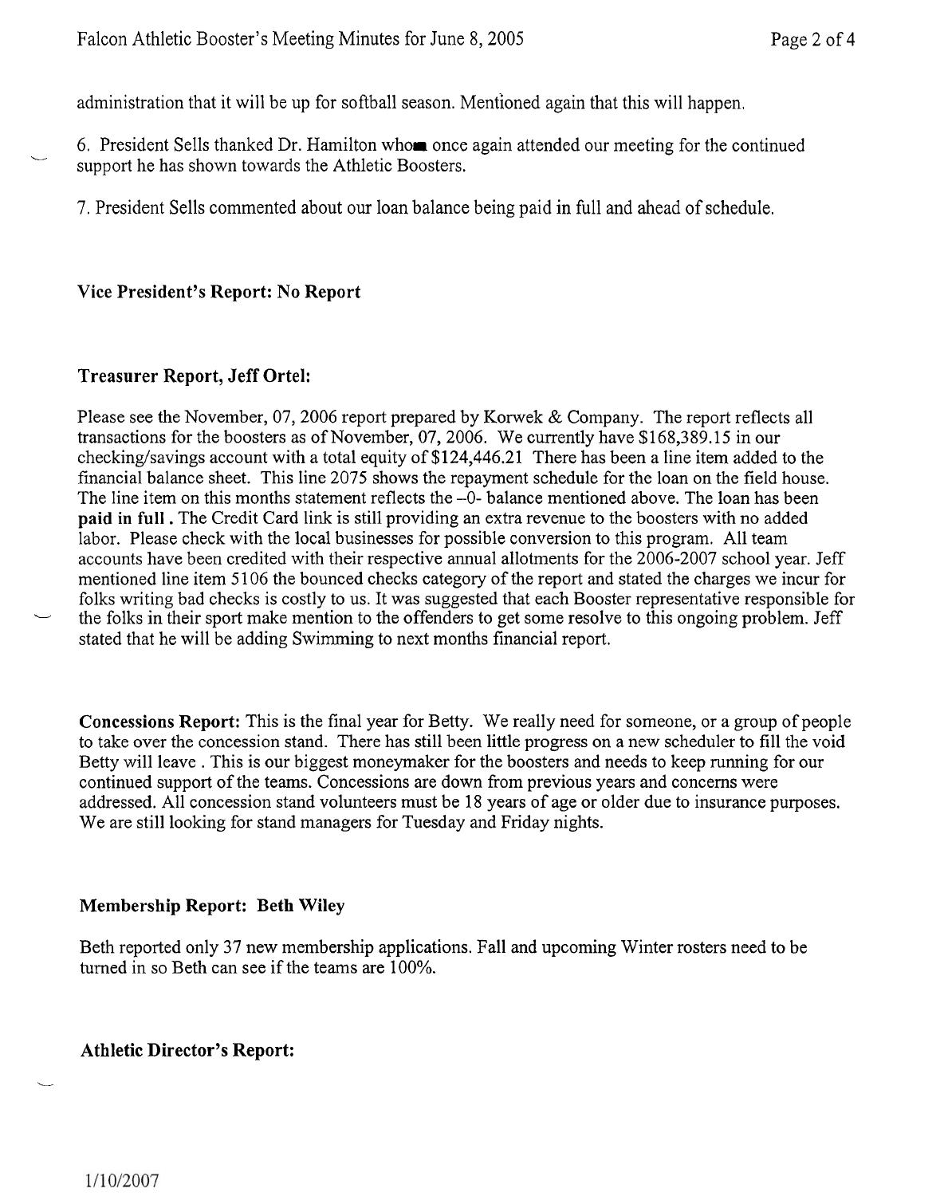administration that it will be up for softball season. Mentioned again that this will happen.

6. President Sells thanked Dr. Hamilton whom once again attended our meeting for the continued support he has shown towards the Athletic Boosters.

7. President Sells commented about our loan balance being paid in full and ahead of schedule.

**Vice President's Report: No Report**

**Treasurer Report, Jeff Ortel:**

Please see the November, 07, 2006 report prepared by Korwek & Company. The report reflects all transactions for the boosters as of November, 07, 2006. We currently have $168,389.15 in our checking/savings account with a total equity of $124,446.21 There has been a line item added to the financial balance sheet. This line 2075 shows the repayment schedule for the loan on the field house. The line item on this months statement reflects the –0- balance mentioned above. The loan has been **paid in full**. The Credit Card link is still providing an extra revenue to the boosters with no added labor. Please check with the local businesses for possible conversion to this program. All team accounts have been credited with their respective annual allotments for the 2006-2007 school year. Jeff mentioned line item 5106 the bounced checks category of the report and stated the charges we incur for folks writing bad checks is costly to us. It was suggested that each Booster representative responsible for the folks in their sport make mention to the offenders to get some resolve to this ongoing problem. Jeff stated that he will be adding Swimming to next months financial report.

**Concessions Report:** This is the final year for Betty. We really need for someone, or a group of people to take over the concession stand. There has still been little progress on a new scheduler to fill the void Betty will leave . This is our biggest moneymaker for the boosters and needs to keep running for our continued support of the teams. Concessions are down from previous years and concerns were addressed. All concession stand volunteers must be 18 years of age or older due to insurance purposes. We are still looking for stand managers for Tuesday and Friday nights.

**Membership Report: Beth Wiley**

Beth reported only 37 new membership applications. Fall and upcoming Winter rosters need to be turned in so Beth can see if the teams are 100%.

**Athletic Director's Report:**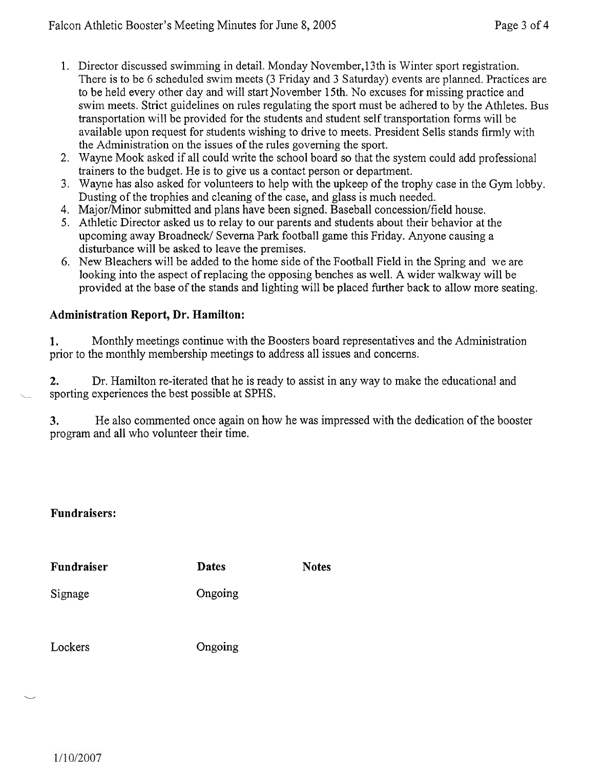1. Director discussed swimming in detail. Monday November,13th is Winter sport registration. There is to be 6 scheduled swim meets (3 Friday and 3 Saturday) events are planned. Practices are to be held every other day and will start November 15th. No excuses for missing practice and swim meets. Strict guidelines on rules regulating the sport must be adhered to by the Athletes. Bus transportation will be provided for the students and student self transportation forms will be available upon request for students wishing to drive to meets. President Sells stands firmly with the Administration on the issues of the rules governing the sport.
2. Wayne Mook asked if all could write the school board so that the system could add professional trainers to the budget. He is to give us a contact person or department.
3. Wayne has also asked for volunteers to help with the upkeep of the trophy case in the Gym lobby. Dusting of the trophies and cleaning of the case, and glass is much needed.
4. Major/Minor submitted and plans have been signed. Baseball concession/field house.
5. Athletic Director asked us to relay to our parents and students about their behavior at the upcoming away Broadneck/ Severna Park football game this Friday. Anyone causing a disturbance will be asked to leave the premises.
6. New Bleachers will be added to the home side of the Football Field in the Spring and we are looking into the aspect of replacing the opposing benches as well. A wider walkway will be provided at the base of the stands and lighting will be placed further back to allow more seating.

**Administration Report, Dr. Hamilton:**

**1.** Monthly meetings continue with the Boosters board representatives and the Administration prior to the monthly membership meetings to address all issues and concerns.

**2.** Dr. Hamilton re-iterated that he is ready to assist in any way to make the educational and sporting experiences the best possible at SPHS.

**3.** He also commented once again on how he was impressed with the dedication of the booster program and all who volunteer their time.

**Fundraisers:**

| **Fundraiser** | **Dates** | **Notes** |
| --- | --- | --- |
| Signage | Ongoing | |
| Lockers | Ongoing | |

1/10/2007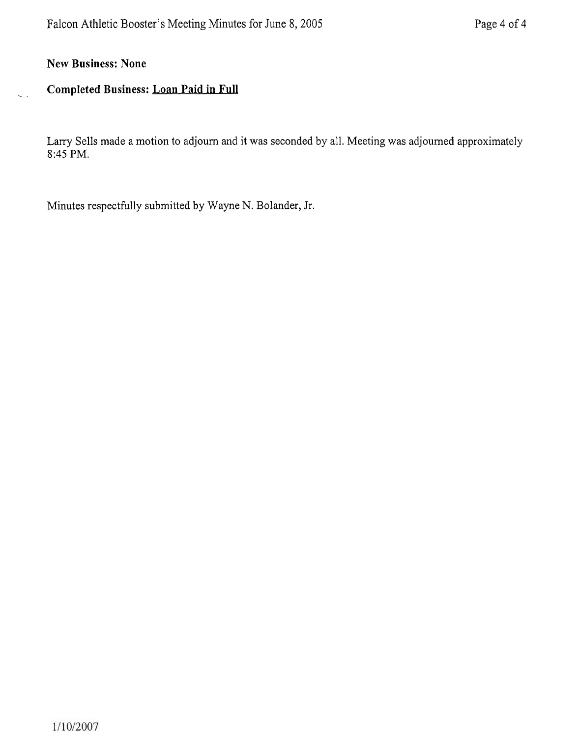**New Business: None**

**Completed Business: Loan Paid in Full**

Larry Sells made a motion to adjourn and it was seconded by all. Meeting was adjourned approximately 8:45 PM.

Minutes respectfully submitted by Wayne N. Bolander, Jr.